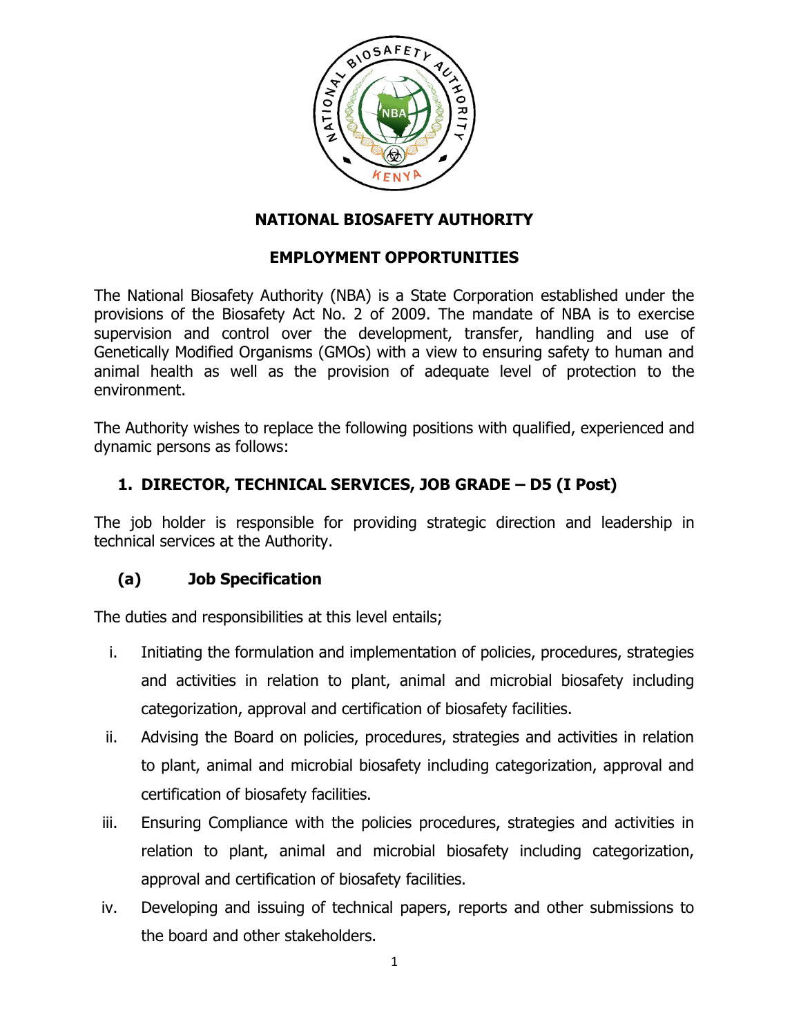# NATIONAL BIOSAFETY AUTHORITY

## EMPLOYMENT OPPORTUNITIES

The National Biosafety Authority (NBA) is a State Corporation established under the provisions of the Biosafety Act No. 2 of 2009. The mandate of NBA is to exercise supervision and control over the development, transfer, handling and use of Genetically Modified Organisms (GMOs) with a view to ensuring safety to human and animal health as well as the provision of adequate level of protection to the environment.

The Authority wishes to replace the following positions with qualified, experienced and dynamic persons as follows:

### 1. DIRECTOR, TECHNICAL SERVICES, JOB GRADE – D5 (I Post)

The job holder is responsible for providing strategic direction and leadership in technical services at the Authority.

#### (a) Job Specification

The duties and responsibilities at this level entails;

i. Initiating the formulation and implementation of policies, procedures, strategies and activities in relation to plant, animal and microbial biosafety including categorization, approval and certification of biosafety facilities.

ii. Advising the Board on policies, procedures, strategies and activities in relation to plant, animal and microbial biosafety including categorization, approval and certification of biosafety facilities.

iii. Ensuring Compliance with the policies procedures, strategies and activities in relation to plant, animal and microbial biosafety including categorization, approval and certification of biosafety facilities.

iv. Developing and issuing of technical papers, reports and other submissions to the board and other stakeholders.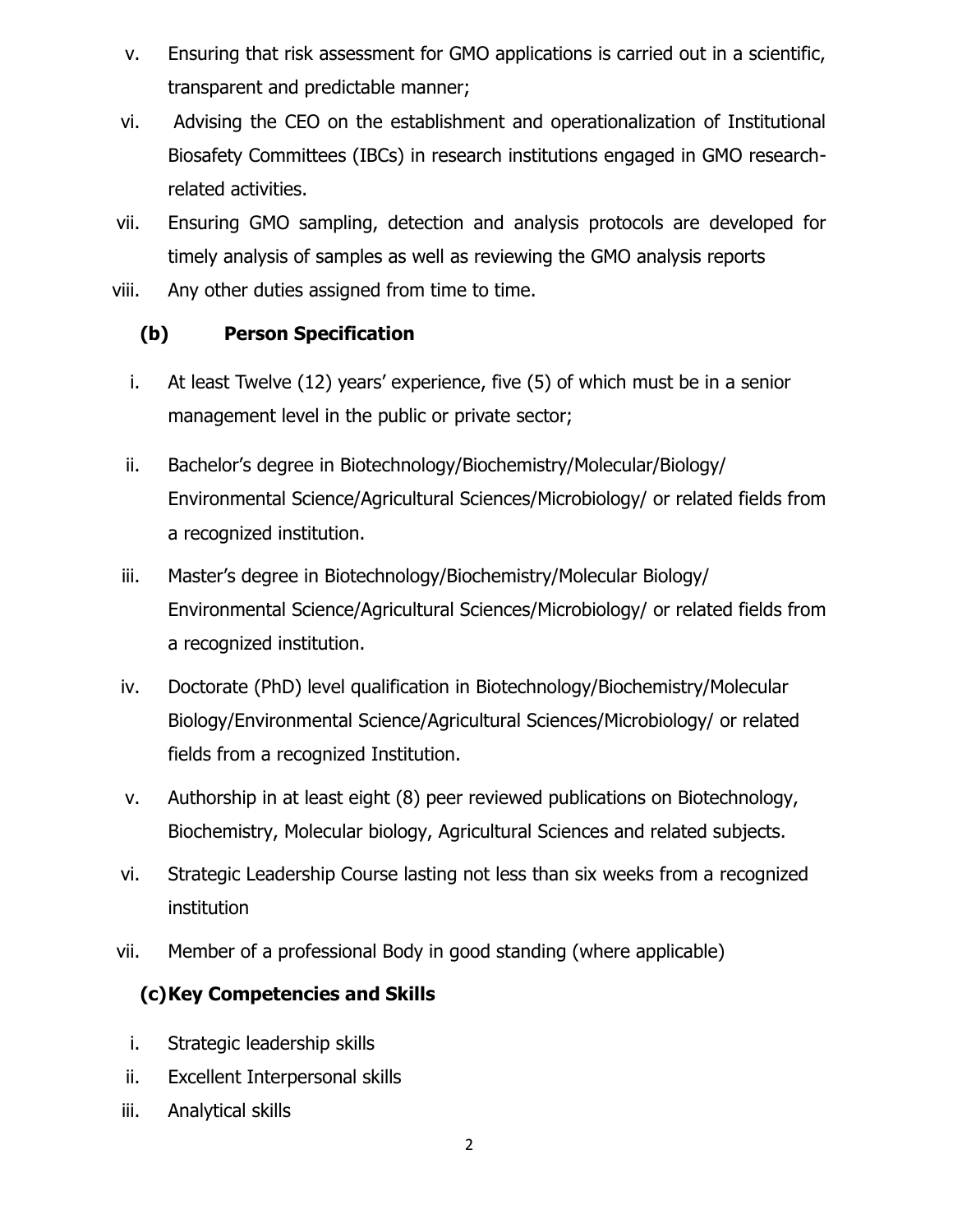v. Ensuring that risk assessment for GMO applications is carried out in a scientific, transparent and predictable manner;
vi. Advising the CEO on the establishment and operationalization of Institutional Biosafety Committees (IBCs) in research institutions engaged in GMO research-related activities.
vii. Ensuring GMO sampling, detection and analysis protocols are developed for timely analysis of samples as well as reviewing the GMO analysis reports
viii. Any other duties assigned from time to time.

**(b) Person Specification**

i. At least Twelve (12) years' experience, five (5) of which must be in a senior management level in the public or private sector;
ii. Bachelor's degree in Biotechnology/Biochemistry/Molecular/Biology/ Environmental Science/Agricultural Sciences/Microbiology/ or related fields from a recognized institution.
iii. Master's degree in Biotechnology/Biochemistry/Molecular Biology/ Environmental Science/Agricultural Sciences/Microbiology/ or related fields from a recognized institution.
iv. Doctorate (PhD) level qualification in Biotechnology/Biochemistry/Molecular Biology/Environmental Science/Agricultural Sciences/Microbiology/ or related fields from a recognized Institution.
v. Authorship in at least eight (8) peer reviewed publications on Biotechnology, Biochemistry, Molecular biology, Agricultural Sciences and related subjects.
vi. Strategic Leadership Course lasting not less than six weeks from a recognized institution
vii. Member of a professional Body in good standing (where applicable)

**(c) Key Competencies and Skills**

i. Strategic leadership skills
ii. Excellent Interpersonal skills
iii. Analytical skills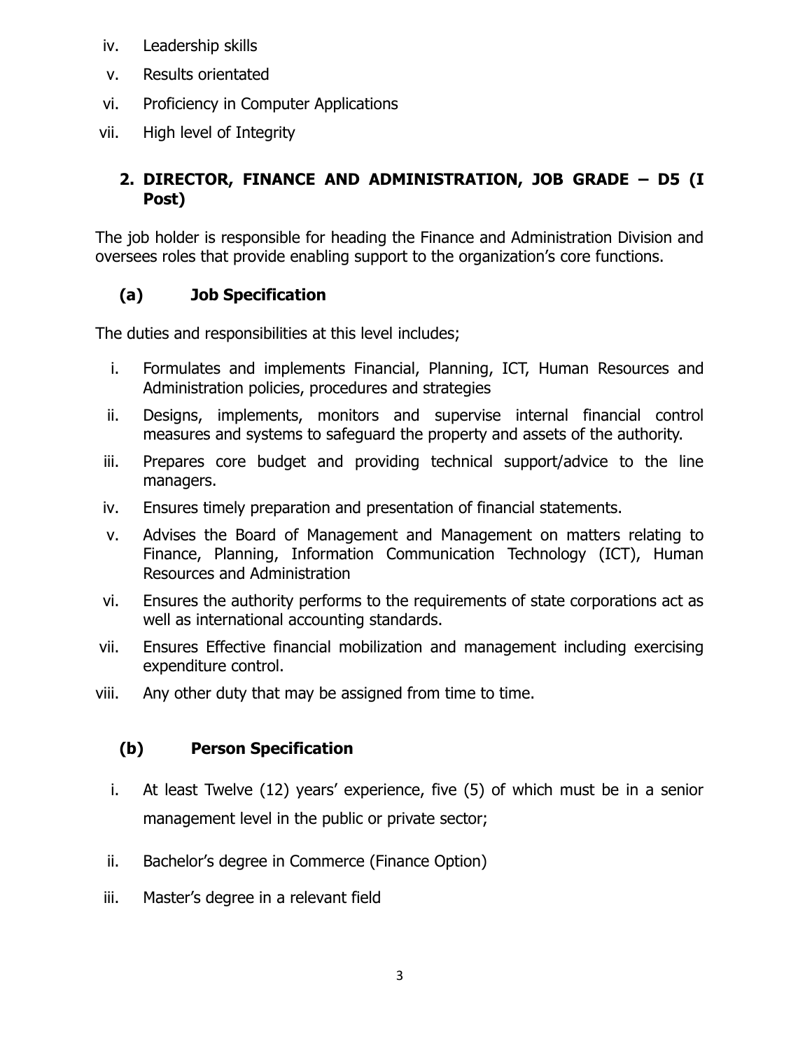iv. Leadership skills
v. Results orientated
vi. Proficiency in Computer Applications
vii. High level of Integrity

## 2. DIRECTOR, FINANCE AND ADMINISTRATION, JOB GRADE – D5 (I Post)

The job holder is responsible for heading the Finance and Administration Division and oversees roles that provide enabling support to the organization's core functions.

### (a) Job Specification

The duties and responsibilities at this level includes;

i. Formulates and implements Financial, Planning, ICT, Human Resources and Administration policies, procedures and strategies
ii. Designs, implements, monitors and supervise internal financial control measures and systems to safeguard the property and assets of the authority.
iii. Prepares core budget and providing technical support/advice to the line managers.
iv. Ensures timely preparation and presentation of financial statements.
v. Advises the Board of Management and Management on matters relating to Finance, Planning, Information Communication Technology (ICT), Human Resources and Administration
vi. Ensures the authority performs to the requirements of state corporations act as well as international accounting standards.
vii. Ensures Effective financial mobilization and management including exercising expenditure control.
viii. Any other duty that may be assigned from time to time.

### (b) Person Specification

i. At least Twelve (12) years' experience, five (5) of which must be in a senior management level in the public or private sector;
ii. Bachelor's degree in Commerce (Finance Option)
iii. Master's degree in a relevant field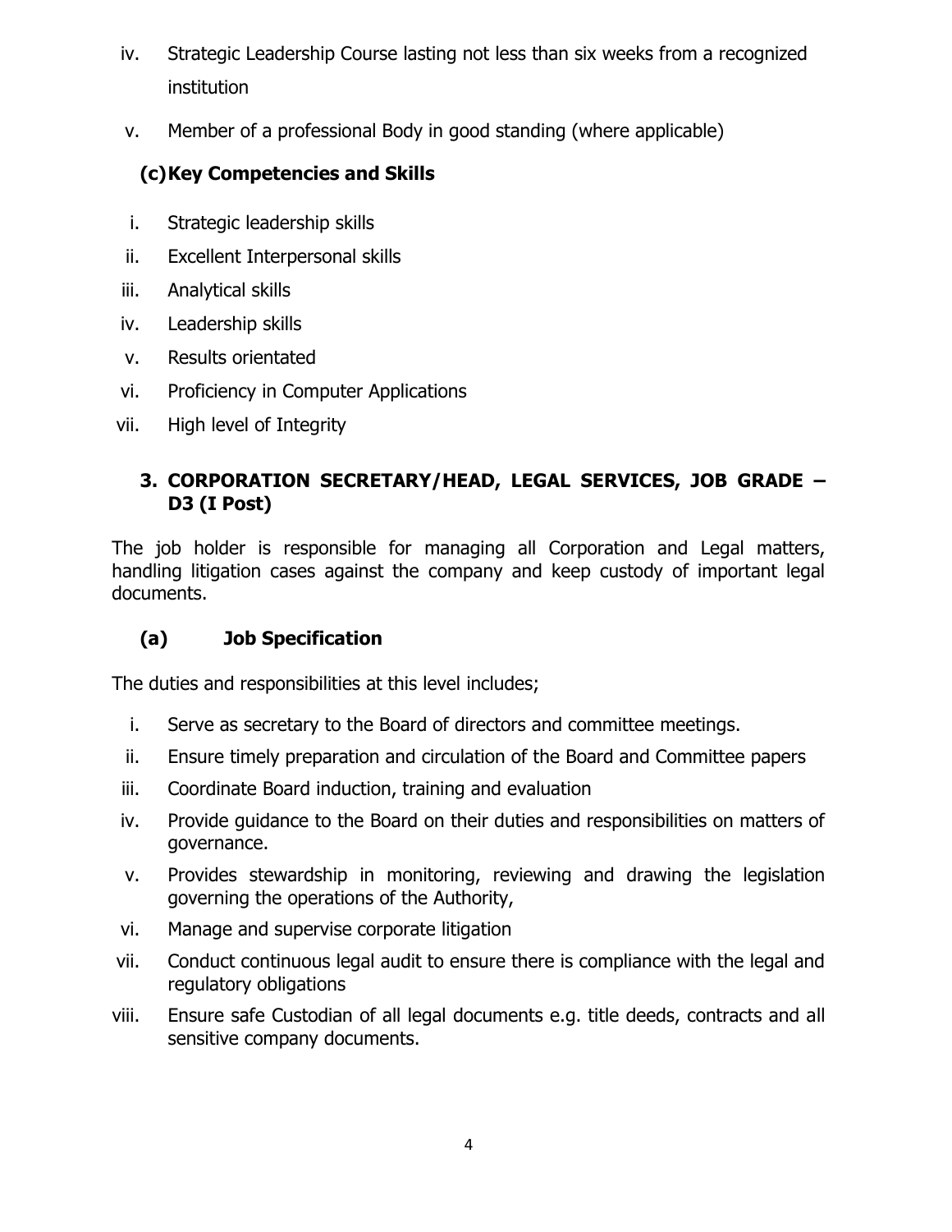iv. Strategic Leadership Course lasting not less than six weeks from a recognized institution
v. Member of a professional Body in good standing (where applicable)

### (c) Key Competencies and Skills

i. Strategic leadership skills
ii. Excellent Interpersonal skills
iii. Analytical skills
iv. Leadership skills
v. Results orientated
vi. Proficiency in Computer Applications
vii. High level of Integrity

## 3. CORPORATION SECRETARY/HEAD, LEGAL SERVICES, JOB GRADE – D3 (I Post)

The job holder is responsible for managing all Corporation and Legal matters, handling litigation cases against the company and keep custody of important legal documents.

### (a) Job Specification

The duties and responsibilities at this level includes;

i. Serve as secretary to the Board of directors and committee meetings.
ii. Ensure timely preparation and circulation of the Board and Committee papers
iii. Coordinate Board induction, training and evaluation
iv. Provide guidance to the Board on their duties and responsibilities on matters of governance.
v. Provides stewardship in monitoring, reviewing and drawing the legislation governing the operations of the Authority,
vi. Manage and supervise corporate litigation
vii. Conduct continuous legal audit to ensure there is compliance with the legal and regulatory obligations
viii. Ensure safe Custodian of all legal documents e.g. title deeds, contracts and all sensitive company documents.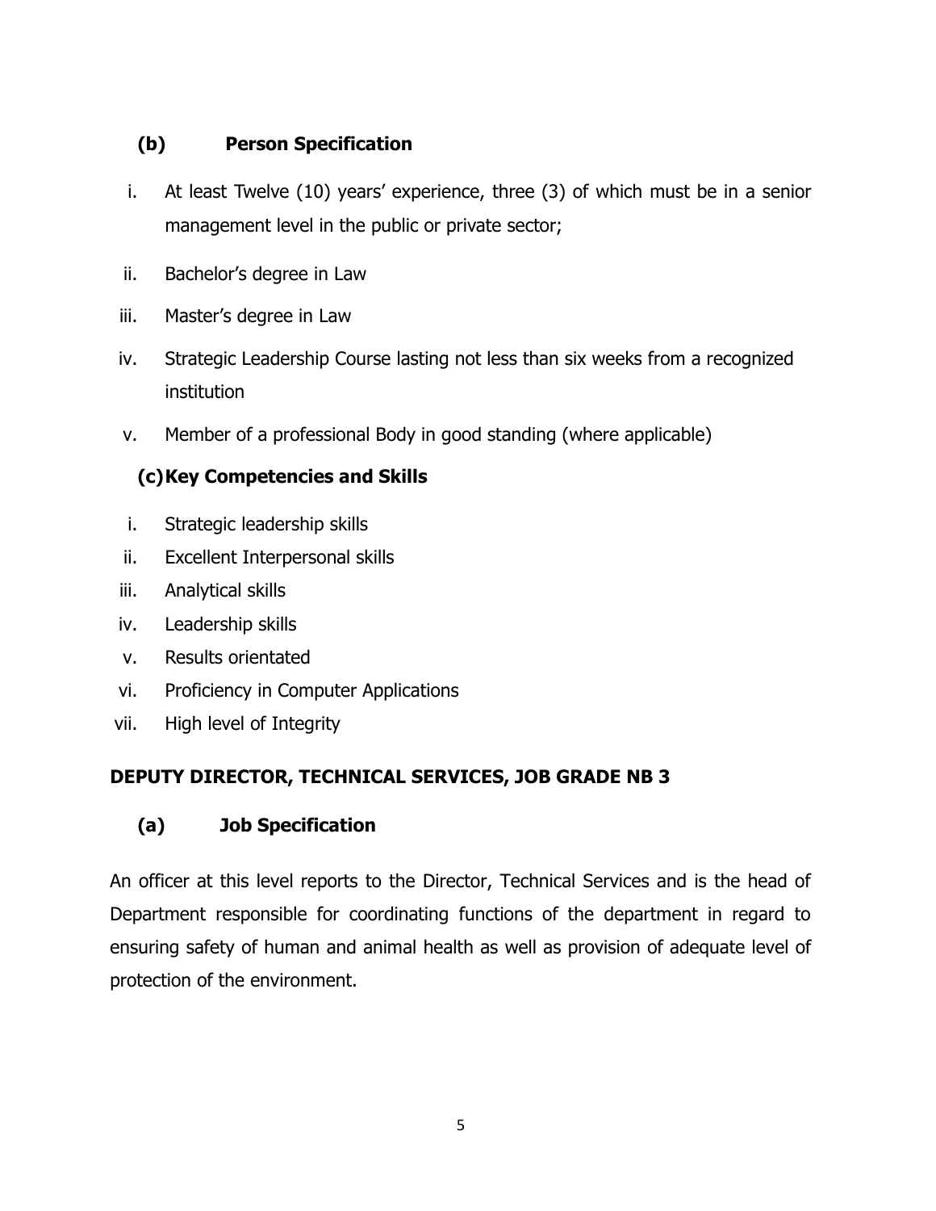**(b) Person Specification**

i. At least Twelve (10) years' experience, three (3) of which must be in a senior management level in the public or private sector;

ii. Bachelor's degree in Law

iii. Master's degree in Law

iv. Strategic Leadership Course lasting not less than six weeks from a recognized institution

v. Member of a professional Body in good standing (where applicable)

**(c) Key Competencies and Skills**

i. Strategic leadership skills

ii. Excellent Interpersonal skills

iii. Analytical skills

iv. Leadership skills

v. Results orientated

vi. Proficiency in Computer Applications

vii. High level of Integrity

## DEPUTY DIRECTOR, TECHNICAL SERVICES, JOB GRADE NB 3

**(a) Job Specification**

An officer at this level reports to the Director, Technical Services and is the head of Department responsible for coordinating functions of the department in regard to ensuring safety of human and animal health as well as provision of adequate level of protection of the environment.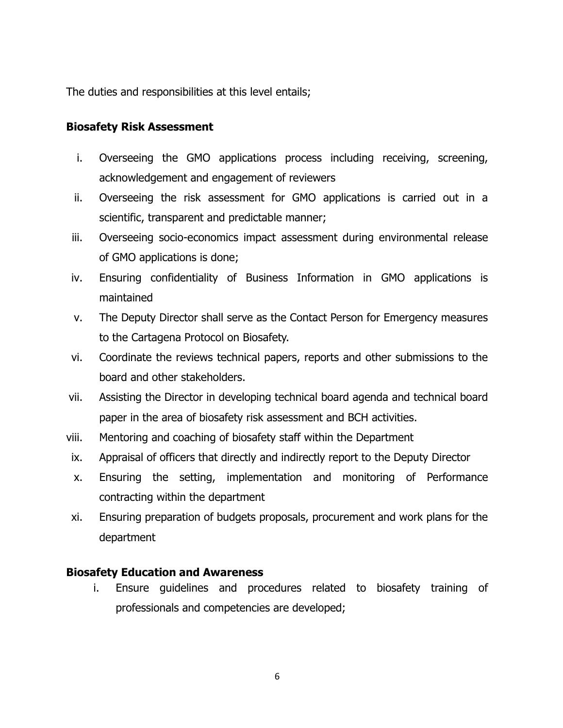The duties and responsibilities at this level entails;

**Biosafety Risk Assessment**

i. Overseeing the GMO applications process including receiving, screening, acknowledgement and engagement of reviewers
ii. Overseeing the risk assessment for GMO applications is carried out in a scientific, transparent and predictable manner;
iii. Overseeing socio-economics impact assessment during environmental release of GMO applications is done;
iv. Ensuring confidentiality of Business Information in GMO applications is maintained
v. The Deputy Director shall serve as the Contact Person for Emergency measures to the Cartagena Protocol on Biosafety.
vi. Coordinate the reviews technical papers, reports and other submissions to the board and other stakeholders.
vii. Assisting the Director in developing technical board agenda and technical board paper in the area of biosafety risk assessment and BCH activities.
viii. Mentoring and coaching of biosafety staff within the Department
ix. Appraisal of officers that directly and indirectly report to the Deputy Director
x. Ensuring the setting, implementation and monitoring of Performance contracting within the department
xi. Ensuring preparation of budgets proposals, procurement and work plans for the department

**Biosafety Education and Awareness**

i. Ensure guidelines and procedures related to biosafety training of professionals and competencies are developed;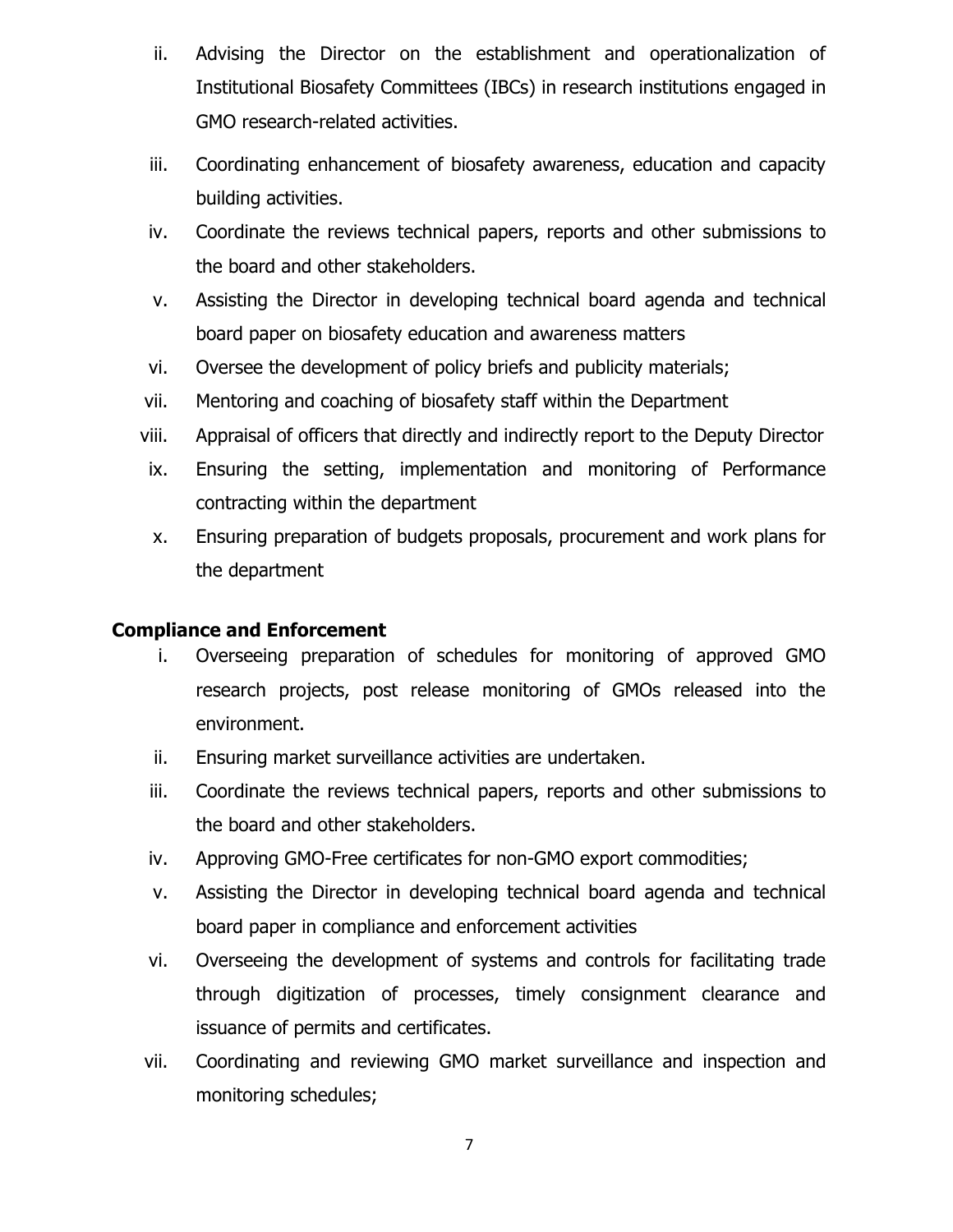ii. Advising the Director on the establishment and operationalization of Institutional Biosafety Committees (IBCs) in research institutions engaged in GMO research-related activities.

iii. Coordinating enhancement of biosafety awareness, education and capacity building activities.

iv. Coordinate the reviews technical papers, reports and other submissions to the board and other stakeholders.

v. Assisting the Director in developing technical board agenda and technical board paper on biosafety education and awareness matters

vi. Oversee the development of policy briefs and publicity materials;

vii. Mentoring and coaching of biosafety staff within the Department

viii. Appraisal of officers that directly and indirectly report to the Deputy Director

ix. Ensuring the setting, implementation and monitoring of Performance contracting within the department

x. Ensuring preparation of budgets proposals, procurement and work plans for the department

**Compliance and Enforcement**

i. Overseeing preparation of schedules for monitoring of approved GMO research projects, post release monitoring of GMOs released into the environment.

ii. Ensuring market surveillance activities are undertaken.

iii. Coordinate the reviews technical papers, reports and other submissions to the board and other stakeholders.

iv. Approving GMO-Free certificates for non-GMO export commodities;

v. Assisting the Director in developing technical board agenda and technical board paper in compliance and enforcement activities

vi. Overseeing the development of systems and controls for facilitating trade through digitization of processes, timely consignment clearance and issuance of permits and certificates.

vii. Coordinating and reviewing GMO market surveillance and inspection and monitoring schedules;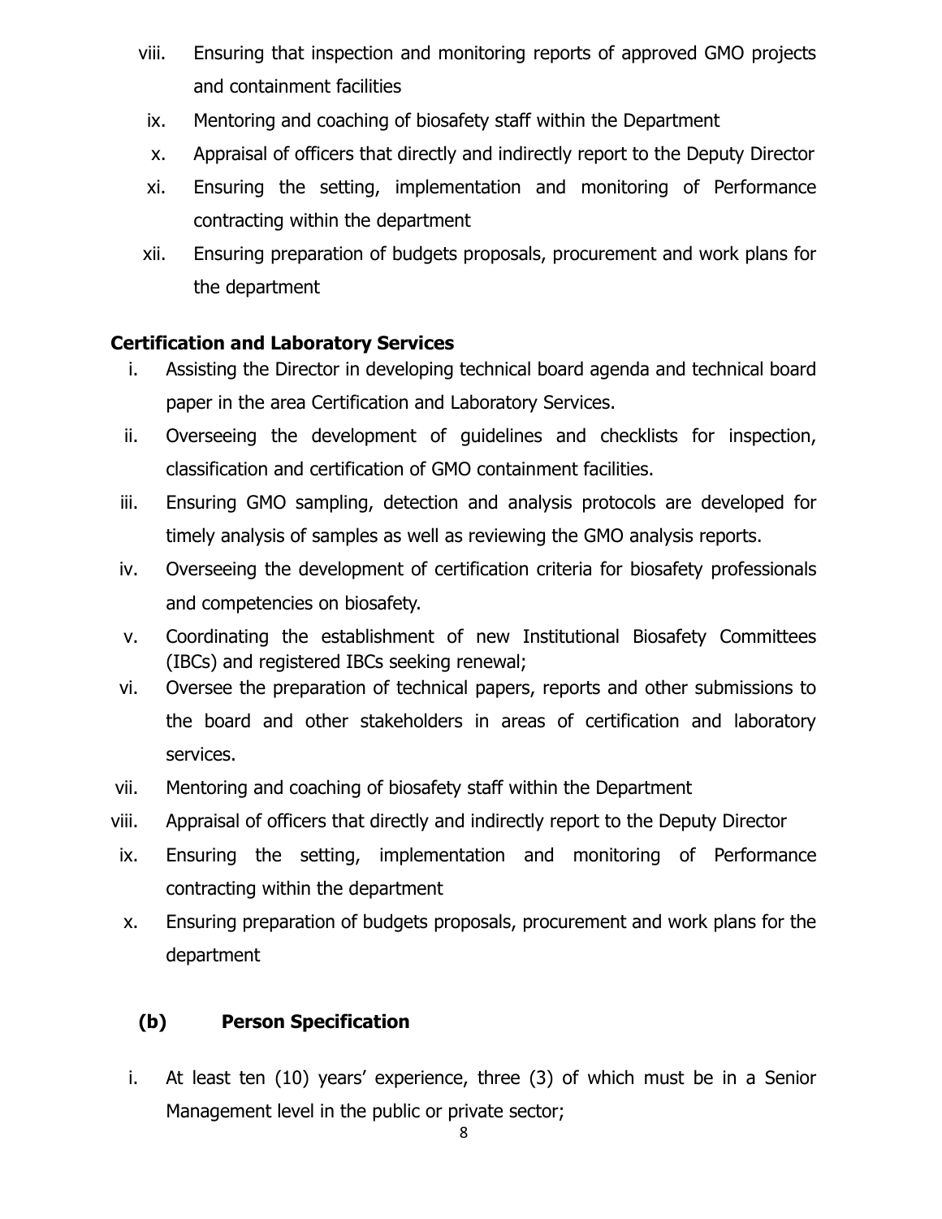viii. Ensuring that inspection and monitoring reports of approved GMO projects and containment facilities

ix. Mentoring and coaching of biosafety staff within the Department

x. Appraisal of officers that directly and indirectly report to the Deputy Director

xi. Ensuring the setting, implementation and monitoring of Performance contracting within the department

xii. Ensuring preparation of budgets proposals, procurement and work plans for the department

**Certification and Laboratory Services**

i. Assisting the Director in developing technical board agenda and technical board paper in the area Certification and Laboratory Services.

ii. Overseeing the development of guidelines and checklists for inspection, classification and certification of GMO containment facilities.

iii. Ensuring GMO sampling, detection and analysis protocols are developed for timely analysis of samples as well as reviewing the GMO analysis reports.

iv. Overseeing the development of certification criteria for biosafety professionals and competencies on biosafety.

v. Coordinating the establishment of new Institutional Biosafety Committees (IBCs) and registered IBCs seeking renewal;

vi. Oversee the preparation of technical papers, reports and other submissions to the board and other stakeholders in areas of certification and laboratory services.

vii. Mentoring and coaching of biosafety staff within the Department

viii. Appraisal of officers that directly and indirectly report to the Deputy Director

ix. Ensuring the setting, implementation and monitoring of Performance contracting within the department

x. Ensuring preparation of budgets proposals, procurement and work plans for the department

**(b) Person Specification**

i. At least ten (10) years' experience, three (3) of which must be in a Senior Management level in the public or private sector;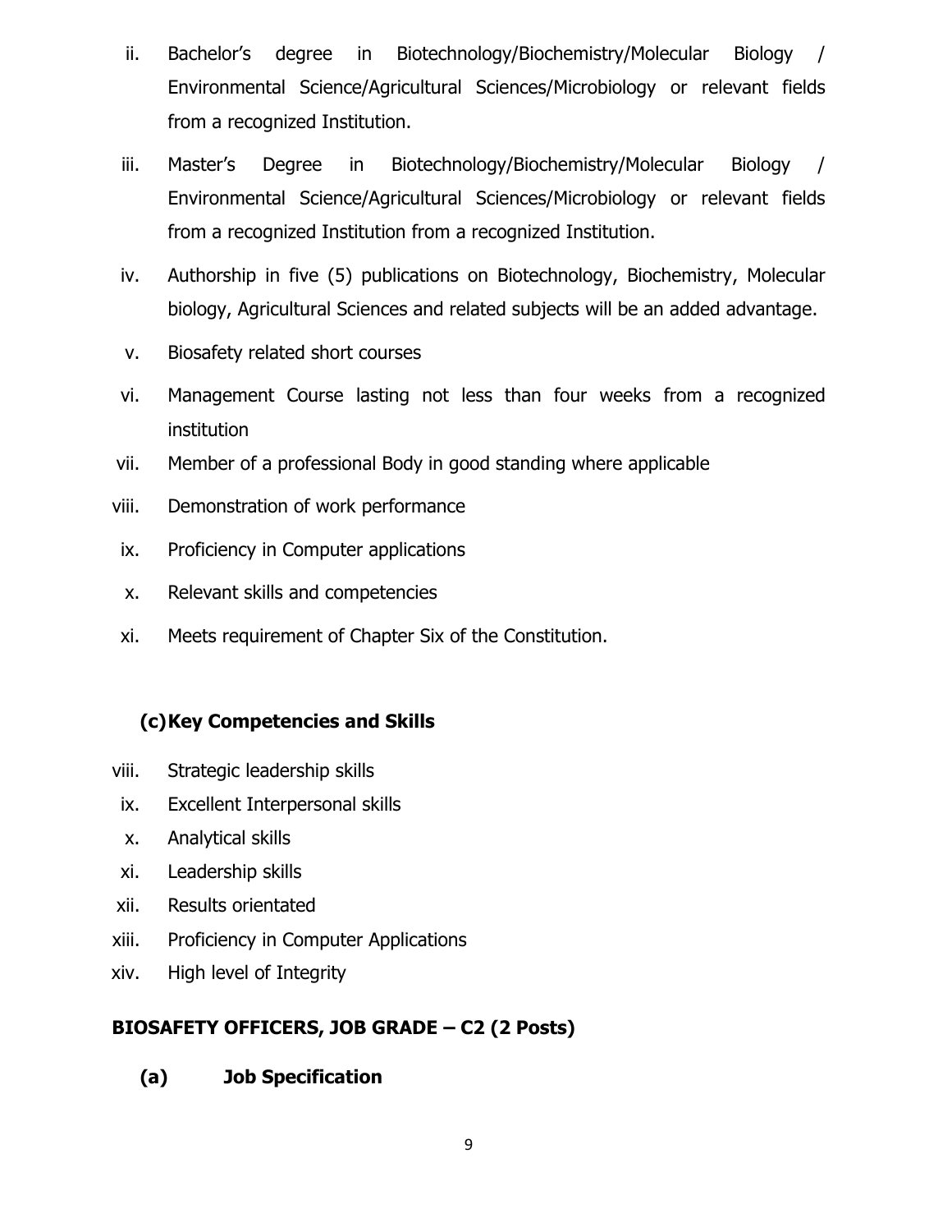ii. Bachelor's degree in Biotechnology/Biochemistry/Molecular Biology / Environmental Science/Agricultural Sciences/Microbiology or relevant fields from a recognized Institution.

iii. Master's Degree in Biotechnology/Biochemistry/Molecular Biology / Environmental Science/Agricultural Sciences/Microbiology or relevant fields from a recognized Institution from a recognized Institution.

iv. Authorship in five (5) publications on Biotechnology, Biochemistry, Molecular biology, Agricultural Sciences and related subjects will be an added advantage.

v. Biosafety related short courses

vi. Management Course lasting not less than four weeks from a recognized institution

vii. Member of a professional Body in good standing where applicable

viii. Demonstration of work performance

ix. Proficiency in Computer applications

x. Relevant skills and competencies

xi. Meets requirement of Chapter Six of the Constitution.

**(c) Key Competencies and Skills**

viii. Strategic leadership skills

ix. Excellent Interpersonal skills

x. Analytical skills

xi. Leadership skills

xii. Results orientated

xiii. Proficiency in Computer Applications

xiv. High level of Integrity

**BIOSAFETY OFFICERS, JOB GRADE – C2 (2 Posts)**

**(a) Job Specification**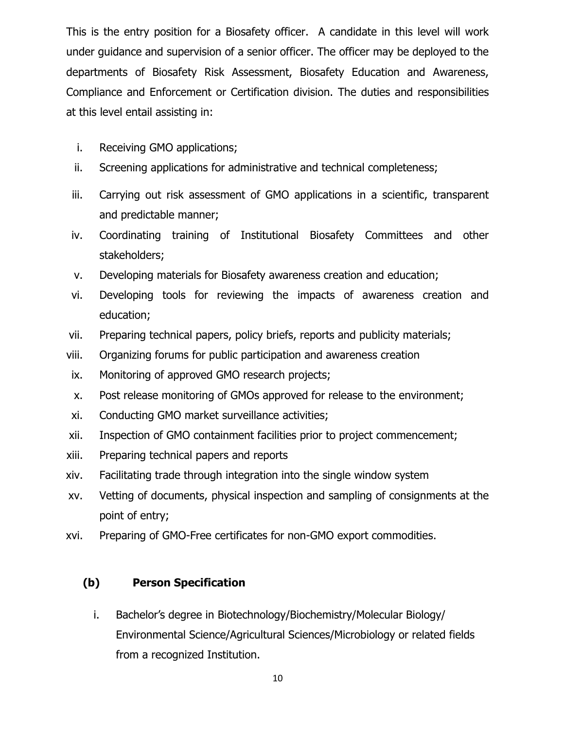This is the entry position for a Biosafety officer. A candidate in this level will work under guidance and supervision of a senior officer. The officer may be deployed to the departments of Biosafety Risk Assessment, Biosafety Education and Awareness, Compliance and Enforcement or Certification division. The duties and responsibilities at this level entail assisting in:

i. Receiving GMO applications;
ii. Screening applications for administrative and technical completeness;
iii. Carrying out risk assessment of GMO applications in a scientific, transparent and predictable manner;
iv. Coordinating training of Institutional Biosafety Committees and other stakeholders;
v. Developing materials for Biosafety awareness creation and education;
vi. Developing tools for reviewing the impacts of awareness creation and education;
vii. Preparing technical papers, policy briefs, reports and publicity materials;
viii. Organizing forums for public participation and awareness creation
ix. Monitoring of approved GMO research projects;
x. Post release monitoring of GMOs approved for release to the environment;
xi. Conducting GMO market surveillance activities;
xii. Inspection of GMO containment facilities prior to project commencement;
xiii. Preparing technical papers and reports
xiv. Facilitating trade through integration into the single window system
xv. Vetting of documents, physical inspection and sampling of consignments at the point of entry;
xvi. Preparing of GMO-Free certificates for non-GMO export commodities.

**(b) Person Specification**

i. Bachelor's degree in Biotechnology/Biochemistry/Molecular Biology/ Environmental Science/Agricultural Sciences/Microbiology or related fields from a recognized Institution.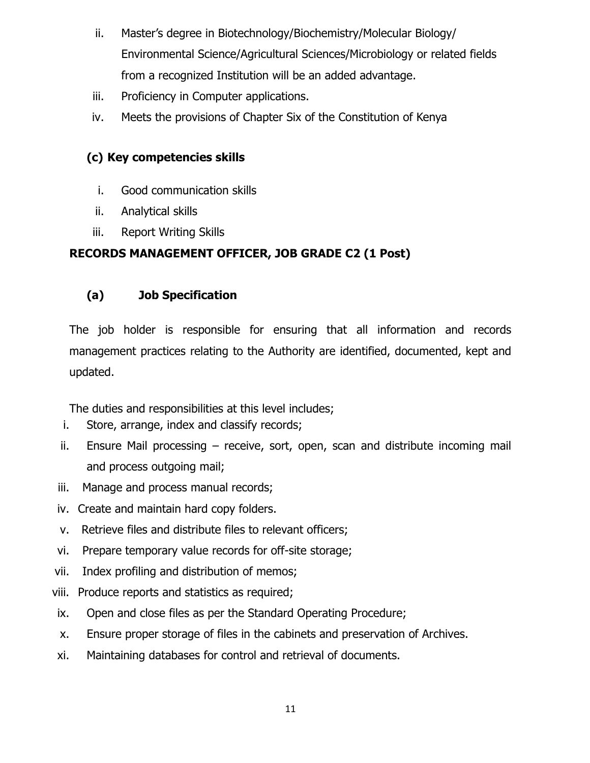ii. Master's degree in Biotechnology/Biochemistry/Molecular Biology/ Environmental Science/Agricultural Sciences/Microbiology or related fields from a recognized Institution will be an added advantage.
iii. Proficiency in Computer applications.
iv. Meets the provisions of Chapter Six of the Constitution of Kenya

**(c) Key competencies skills**

i. Good communication skills
ii. Analytical skills
iii. Report Writing Skills

**RECORDS MANAGEMENT OFFICER, JOB GRADE C2 (1 Post)**

**(a) Job Specification**

The job holder is responsible for ensuring that all information and records management practices relating to the Authority are identified, documented, kept and updated.

The duties and responsibilities at this level includes;

i. Store, arrange, index and classify records;
ii. Ensure Mail processing – receive, sort, open, scan and distribute incoming mail and process outgoing mail;
iii. Manage and process manual records;
iv. Create and maintain hard copy folders.
v. Retrieve files and distribute files to relevant officers;
vi. Prepare temporary value records for off-site storage;
vii. Index profiling and distribution of memos;
viii. Produce reports and statistics as required;
ix. Open and close files as per the Standard Operating Procedure;
x. Ensure proper storage of files in the cabinets and preservation of Archives.
xi. Maintaining databases for control and retrieval of documents.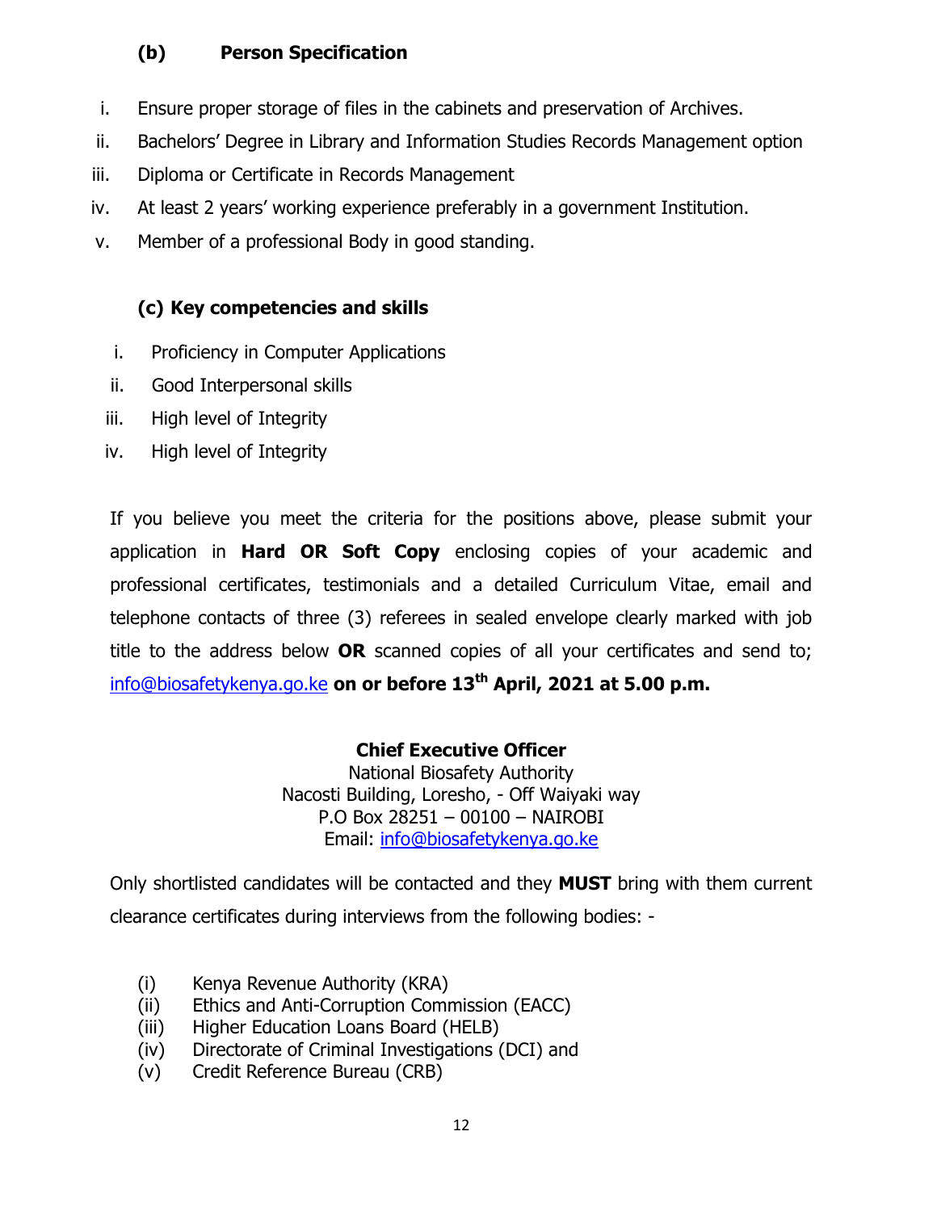### (b) Person Specification

i. Ensure proper storage of files in the cabinets and preservation of Archives.
ii. Bachelors' Degree in Library and Information Studies Records Management option
iii. Diploma or Certificate in Records Management
iv. At least 2 years' working experience preferably in a government Institution.
v. Member of a professional Body in good standing.

### (c) Key competencies and skills

i. Proficiency in Computer Applications
ii. Good Interpersonal skills
iii. High level of Integrity
iv. High level of Integrity

If you believe you meet the criteria for the positions above, please submit your application in **Hard OR Soft Copy** enclosing copies of your academic and professional certificates, testimonials and a detailed Curriculum Vitae, email and telephone contacts of three (3) referees in sealed envelope clearly marked with job title to the address below **OR** scanned copies of all your certificates and send to; info@biosafetykenya.go.ke **on or before 13th April, 2021 at 5.00 p.m.**

**Chief Executive Officer**
National Biosafety Authority
Nacosti Building, Loresho, - Off Waiyaki way
P.O Box 28251 – 00100 – NAIROBI
Email: info@biosafetykenya.go.ke

Only shortlisted candidates will be contacted and they **MUST** bring with them current clearance certificates during interviews from the following bodies: -

(i) Kenya Revenue Authority (KRA)
(ii) Ethics and Anti-Corruption Commission (EACC)
(iii) Higher Education Loans Board (HELB)
(iv) Directorate of Criminal Investigations (DCI) and
(v) Credit Reference Bureau (CRB)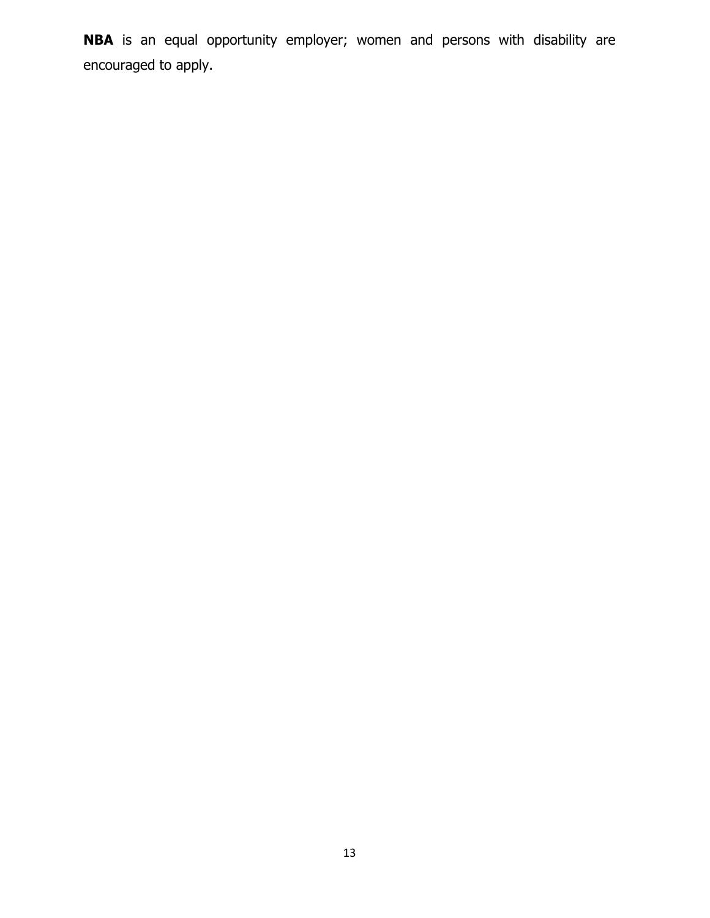**NBA** is an equal opportunity employer; women and persons with disability are encouraged to apply.